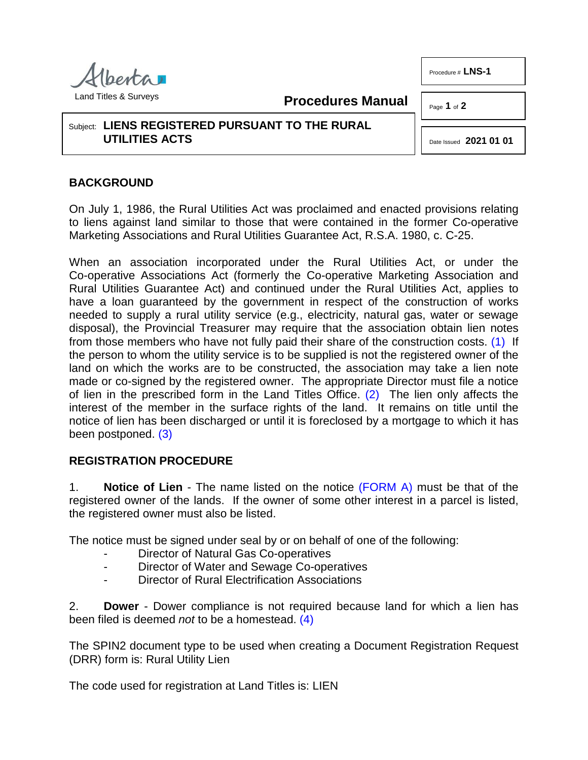Alberta Land Titles & Surveys

**Procedures Manual**

Procedure # **LNS-1**

Date Issued **2021 01 01**

Subject: **LIENS REGISTERED PURSUANT TO THE RURAL UTILITIES ACTS**

## BACKGROUND

On July 1, 1986, the Rural Utilities Act was proclaimed and enacted provisions relating to liens against land similar to those that were contained in the former Co-operative Marketing Associations and Rural Utilities Guarantee Act, R.S.A. 1980, c. C-25.

When an association incorporated under the Rural Utilities Act, or under the Co-operative Associations Act (formerly the Co-operative Marketing Association and Rural Utilities Guarantee Act) and continued under the Rural Utilities Act, applies to have a loan guaranteed by the government in respect of the construction of works needed to supply a rural utility service (e.g., electricity, natural gas, water or sewage disposal), the Provincial Treasurer may require that the association obtain lien notes from those members who have not fully paid their share of the construction costs. (1) If the person to whom the utility service is to be supplied is not the registered owner of the land on which the works are to be constructed, the association may take a lien note made or co-signed by the registered owner. The appropriate Director must file a notice of lien in the prescribed form in the Land Titles Office. (2) The lien only affects the interest of the member in the surface rights of the land. It remains on title until the notice of lien has been discharged or until it is foreclosed by a mortgage to which it has been postponed. (3)

## REGISTRATION PROCEDURE

1. **Notice of Lien** - The name listed on the notice (FORM A) must be that of the registered owner of the lands. If the owner of some other interest in a parcel is listed, the registered owner must also be listed.

The notice must be signed under seal by or on behalf of one of the following:

- Director of Natural Gas Co-operatives
- Director of Water and Sewage Co-operatives
- Director of Rural Electrification Associations

2. **Dower** - Dower compliance is not required because land for which a lien has been filed is deemed *not* to be a homestead. (4)

The SPIN2 document type to be used when creating a Document Registration Request (DRR) form is: Rural Utility Lien

The code used for registration at Land Titles is: LIEN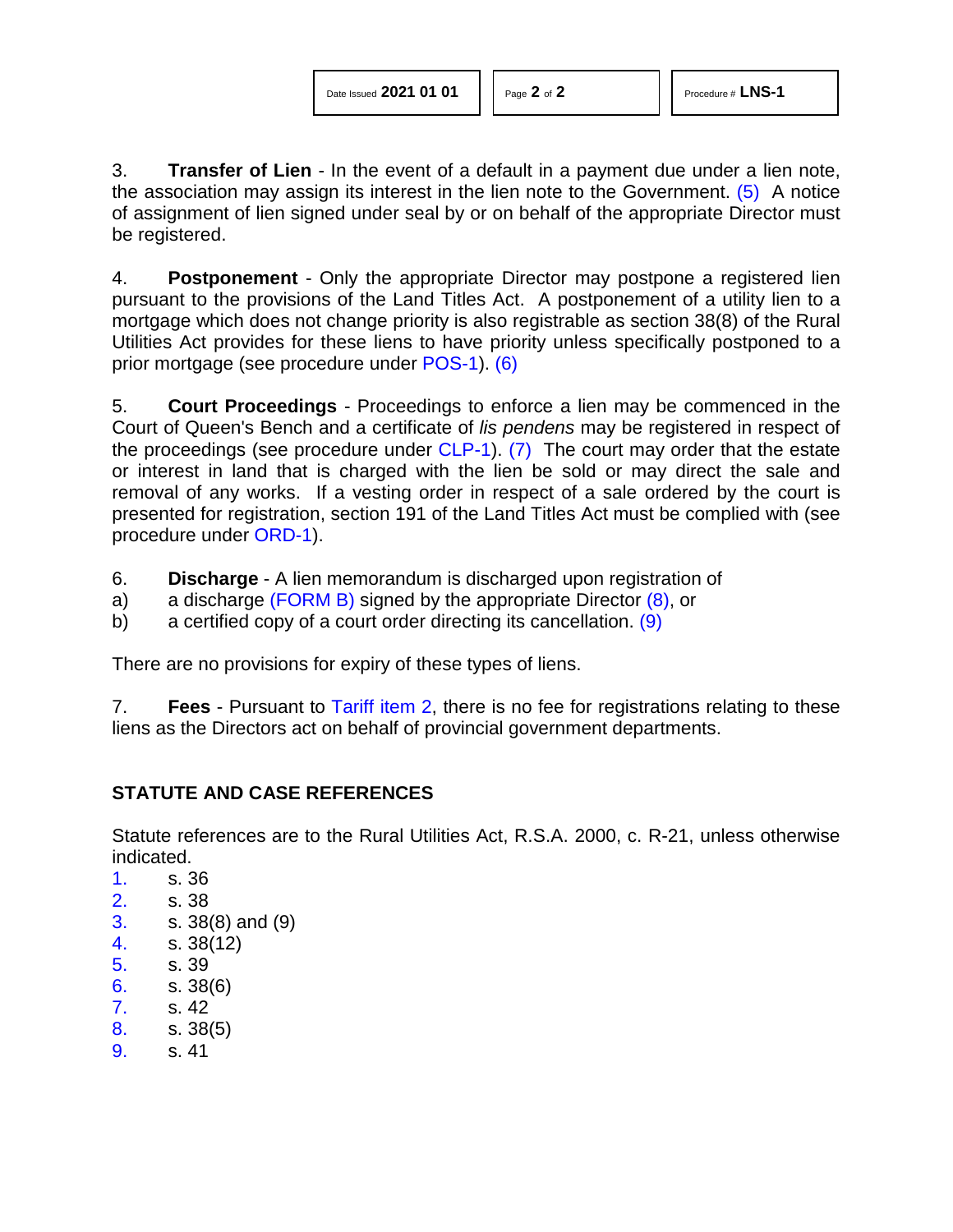3. **Transfer of Lien** - In the event of a default in a payment due under a lien note, the association may assign its interest in the lien note to the Government. (5) A notice of assignment of lien signed under seal by or on behalf of the appropriate Director must be registered.

4. **Postponement** - Only the appropriate Director may postpone a registered lien pursuant to the provisions of the Land Titles Act. A postponement of a utility lien to a mortgage which does not change priority is also registrable as section 38(8) of the Rural Utilities Act provides for these liens to have priority unless specifically postponed to a prior mortgage (see procedure under POS-1). (6)

5. **Court Proceedings** - Proceedings to enforce a lien may be commenced in the Court of Queen's Bench and a certificate of *lis pendens* may be registered in respect of the proceedings (see procedure under CLP-1). (7) The court may order that the estate or interest in land that is charged with the lien be sold or may direct the sale and removal of any works. If a vesting order in respect of a sale ordered by the court is presented for registration, section 191 of the Land Titles Act must be complied with (see procedure under ORD-1).

6. **Discharge** - A lien memorandum is discharged upon registration of
a) a discharge (FORM B) signed by the appropriate Director (8), or
b) a certified copy of a court order directing its cancellation. (9)

There are no provisions for expiry of these types of liens.

7. **Fees** - Pursuant to Tariff item 2, there is no fee for registrations relating to these liens as the Directors act on behalf of provincial government departments.

## STATUTE AND CASE REFERENCES

Statute references are to the Rural Utilities Act, R.S.A. 2000, c. R-21, unless otherwise indicated.

1. s. 36
2. s. 38
3. s. 38(8) and (9)
4. s. 38(12)
5. s. 39
6. s. 38(6)
7. s. 42
8. s. 38(5)
9. s. 41